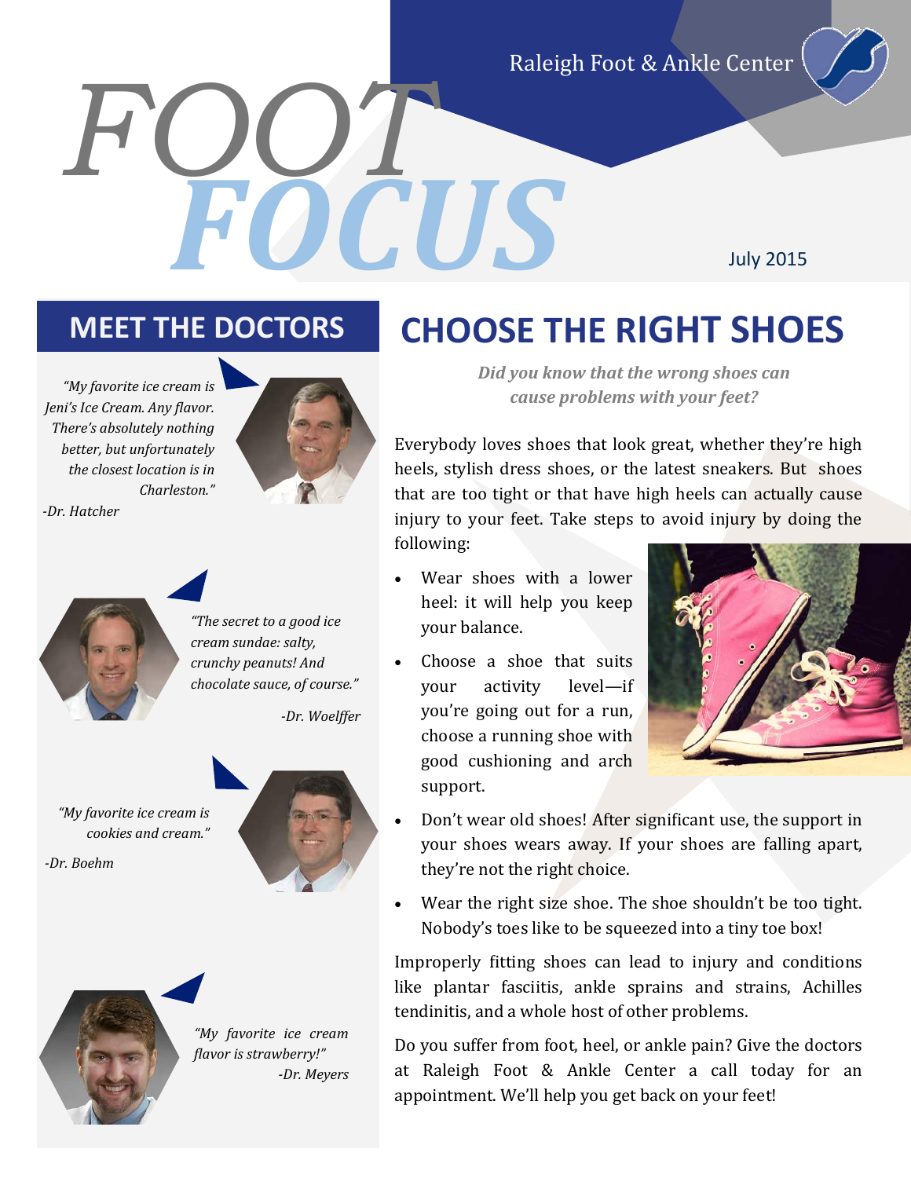Raleigh Foot & Ankle Center

# FOOT FOCUS

July 2015

## MEET THE DOCTORS

*"My favorite ice cream is Jeni's Ice Cream. Any flavor. There's absolutely nothing better, but unfortunately the closest location is in Charleston."*

*-Dr. Hatcher*

*"The secret to a good ice cream sundae: salty, crunchy peanuts! And chocolate sauce, of course."*

*-Dr. Woelffer*

*"My favorite ice cream is cookies and cream."*

*-Dr. Boehm*

*"My favorite ice cream flavor is strawberry!"*

*-Dr. Meyers*

## CHOOSE THE RIGHT SHOES

***Did you know that the wrong shoes can cause problems with your feet?***

Everybody loves shoes that look great, whether they're high heels, stylish dress shoes, or the latest sneakers. But shoes that are too tight or that have high heels can actually cause injury to your feet. Take steps to avoid injury by doing the following:

- Wear shoes with a lower heel: it will help you keep your balance.
- Choose a shoe that suits your activity level—if you're going out for a run, choose a running shoe with good cushioning and arch support.
- Don't wear old shoes! After significant use, the support in your shoes wears away. If your shoes are falling apart, they're not the right choice.
- Wear the right size shoe. The shoe shouldn't be too tight. Nobody's toes like to be squeezed into a tiny toe box!

Improperly fitting shoes can lead to injury and conditions like plantar fasciitis, ankle sprains and strains, Achilles tendinitis, and a whole host of other problems.

Do you suffer from foot, heel, or ankle pain? Give the doctors at Raleigh Foot & Ankle Center a call today for an appointment. We'll help you get back on your feet!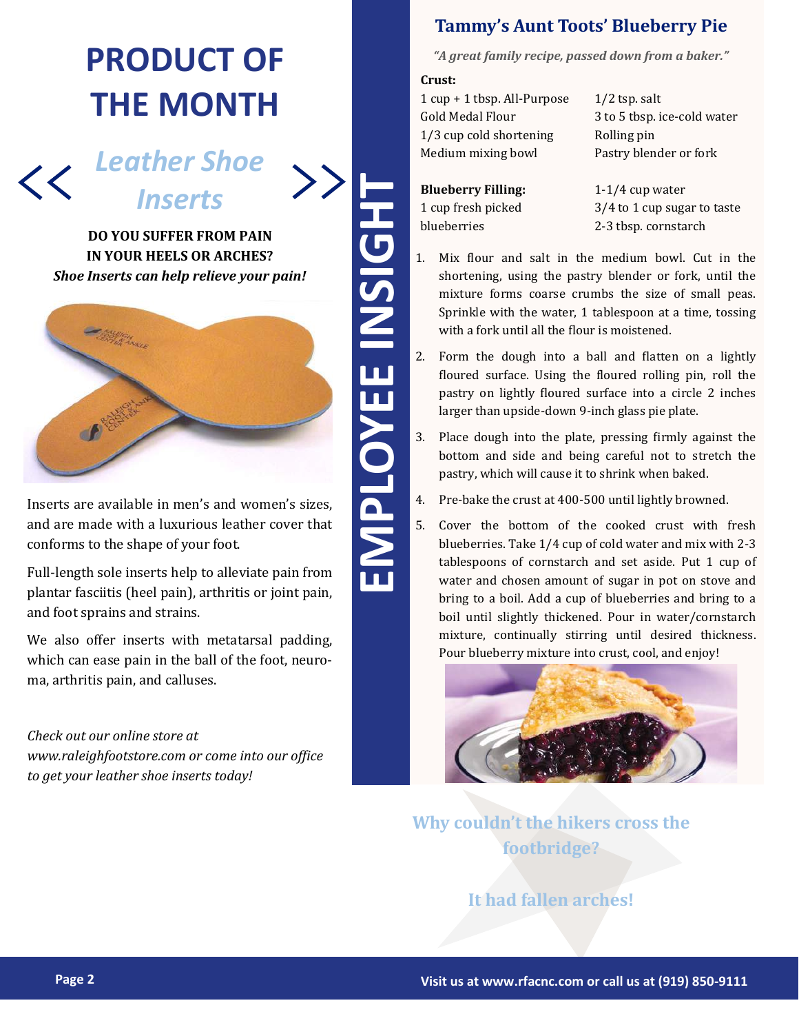# PRODUCT OF THE MONTH

## << Leather Shoe Inserts >>

**DO YOU SUFFER FROM PAIN IN YOUR HEELS OR ARCHES?**
***Shoe Inserts can help relieve your pain!***

Inserts are available in men's and women's sizes, and are made with a luxurious leather cover that conforms to the shape of your foot.

Full-length sole inserts help to alleviate pain from plantar fasciitis (heel pain), arthritis or joint pain, and foot sprains and strains.

We also offer inserts with metatarsal padding, which can ease pain in the ball of the foot, neuroma, arthritis pain, and calluses.

*Check out our online store at www.raleighfootstore.com or come into our office to get your leather shoe inserts today!*

# EMPLOYEE INSIGHT

## Tammy's Aunt Toots' Blueberry Pie

*"A great family recipe, passed down from a baker."*

**Crust:**

- 1 cup + 1 tbsp. All-Purpose Gold Medal Flour
- 1/3 cup cold shortening
- Medium mixing bowl
- 1/2 tsp. salt
- 3 to 5 tbsp. ice-cold water
- Rolling pin
- Pastry blender or fork

**Blueberry Filling:**

- 1 cup fresh picked blueberries
- 1-1/4 cup water
- 3/4 to 1 cup sugar to taste
- 2-3 tbsp. cornstarch

1. Mix flour and salt in the medium bowl. Cut in the shortening, using the pastry blender or fork, until the mixture forms coarse crumbs the size of small peas. Sprinkle with the water, 1 tablespoon at a time, tossing with a fork until all the flour is moistened.
2. Form the dough into a ball and flatten on a lightly floured surface. Using the floured rolling pin, roll the pastry on lightly floured surface into a circle 2 inches larger than upside-down 9-inch glass pie plate.
3. Place dough into the plate, pressing firmly against the bottom and side and being careful not to stretch the pastry, which will cause it to shrink when baked.
4. Pre-bake the crust at 400-500 until lightly browned.
5. Cover the bottom of the cooked crust with fresh blueberries. Take 1/4 cup of cold water and mix with 2-3 tablespoons of cornstarch and set aside. Put 1 cup of water and chosen amount of sugar in pot on stove and bring to a boil. Add a cup of blueberries and bring to a boil until slightly thickened. Pour in water/cornstarch mixture, continually stirring until desired thickness. Pour blueberry mixture into crust, cool, and enjoy!

**Why couldn't the hikers cross the footbridge?**

**It had fallen arches!**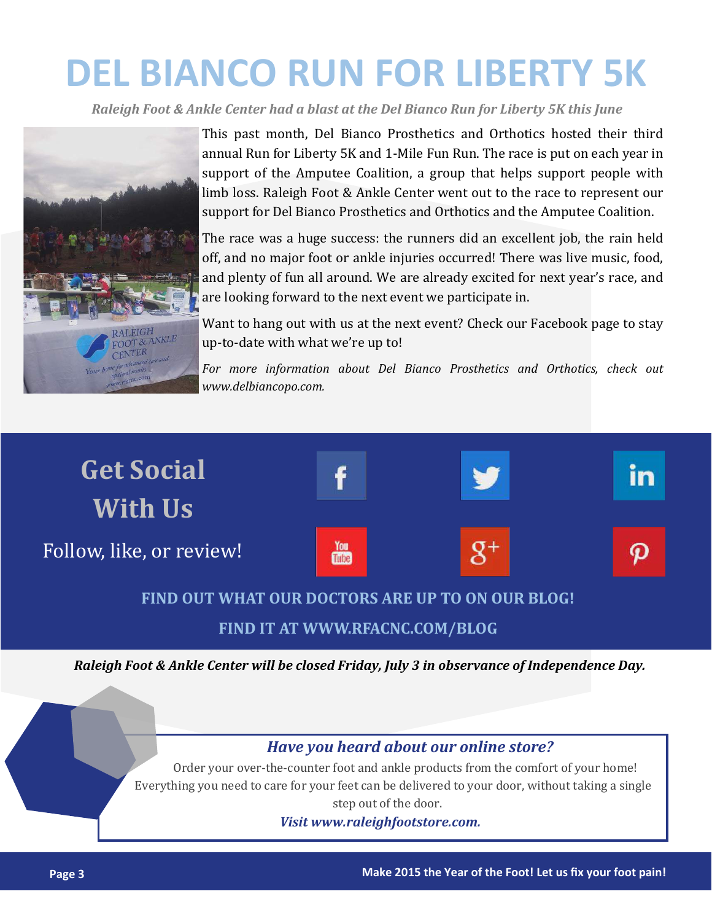# DEL BIANCO RUN FOR LIBERTY 5K

*Raleigh Foot & Ankle Center had a blast at the Del Bianco Run for Liberty 5K this June*

This past month, Del Bianco Prosthetics and Orthotics hosted their third annual Run for Liberty 5K and 1-Mile Fun Run. The race is put on each year in support of the Amputee Coalition, a group that helps support people with limb loss. Raleigh Foot & Ankle Center went out to the race to represent our support for Del Bianco Prosthetics and Orthotics and the Amputee Coalition.

The race was a huge success: the runners did an excellent job, the rain held off, and no major foot or ankle injuries occurred! There was live music, food, and plenty of fun all around. We are already excited for next year's race, and are looking forward to the next event we participate in.

Want to hang out with us at the next event? Check our Facebook page to stay up-to-date with what we're up to!

*For more information about Del Bianco Prosthetics and Orthotics, check out www.delbiancopo.com.*

## Get Social With Us

Follow, like, or review!

**FIND OUT WHAT OUR DOCTORS ARE UP TO ON OUR BLOG!**

**FIND IT AT WWW.RFACNC.COM/BLOG**

***Raleigh Foot & Ankle Center will be closed Friday, July 3 in observance of Independence Day.***

### *Have you heard about our online store?*

Order your over-the-counter foot and ankle products from the comfort of your home! Everything you need to care for your feet can be delivered to your door, without taking a single step out of the door.

***Visit www.raleighfootstore.com.***

**Make 2015 the Year of the Foot! Let us fix your foot pain!**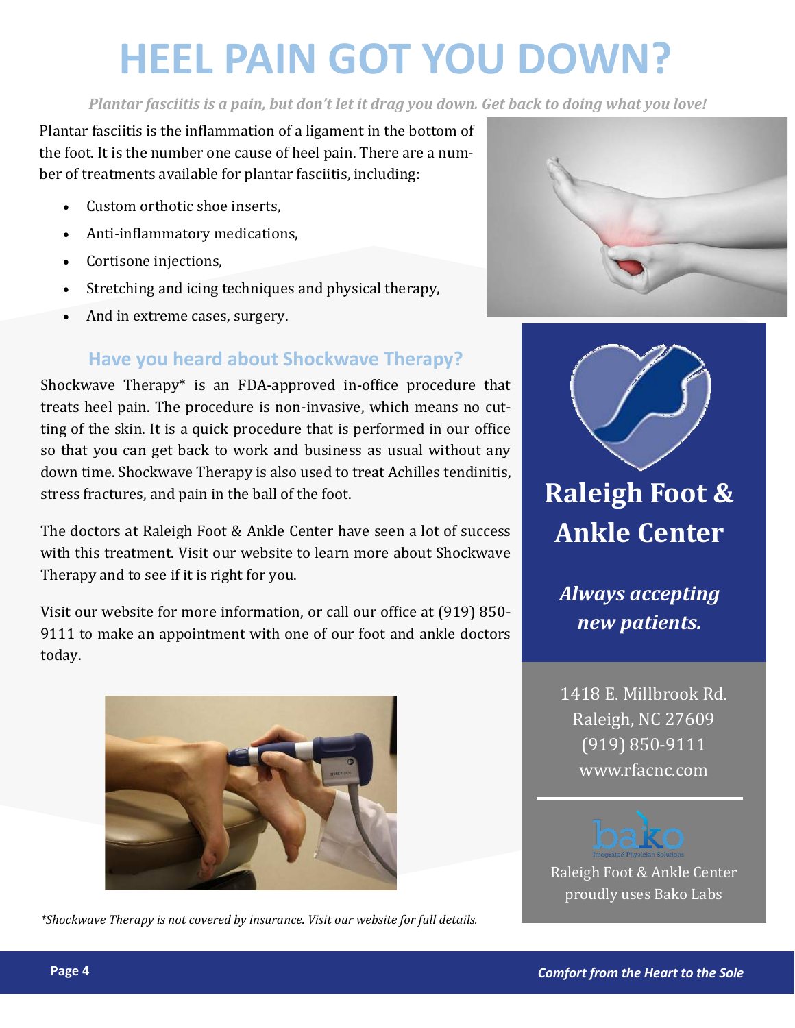# HEEL PAIN GOT YOU DOWN?

*Plantar fasciitis is a pain, but don't let it drag you down. Get back to doing what you love!*

Plantar fasciitis is the inflammation of a ligament in the bottom of the foot. It is the number one cause of heel pain. There are a number of treatments available for plantar fasciitis, including:

- Custom orthotic shoe inserts,
- Anti-inflammatory medications,
- Cortisone injections,
- Stretching and icing techniques and physical therapy,
- And in extreme cases, surgery.

## Have you heard about Shockwave Therapy?

Shockwave Therapy* is an FDA-approved in-office procedure that treats heel pain. The procedure is non-invasive, which means no cutting of the skin. It is a quick procedure that is performed in our office so that you can get back to work and business as usual without any down time. Shockwave Therapy is also used to treat Achilles tendinitis, stress fractures, and pain in the ball of the foot.

The doctors at Raleigh Foot & Ankle Center have seen a lot of success with this treatment. Visit our website to learn more about Shockwave Therapy and to see if it is right for you.

Visit our website for more information, or call our office at (919) 850-9111 to make an appointment with one of our foot and ankle doctors today.

*\*Shockwave Therapy is not covered by insurance. Visit our website for full details.*

## Raleigh Foot & Ankle Center

*Always accepting new patients.*

1418 E. Millbrook Rd.
Raleigh, NC 27609
(919) 850-9111
www.rfacnc.com

bako
Integrated Physician Solutions

Raleigh Foot & Ankle Center proudly uses Bako Labs

*Comfort from the Heart to the Sole*